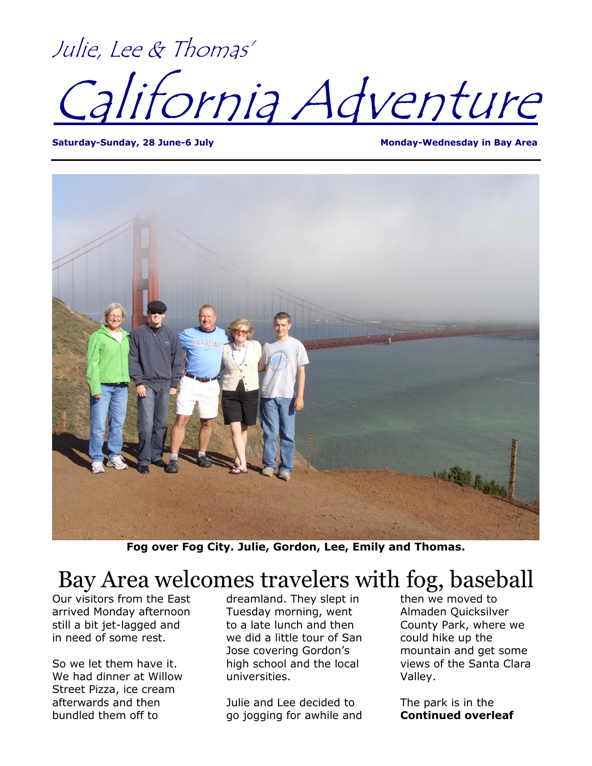Julie, Lee & Thomas'

# California Adventure

**Saturday-Sunday, 28 June-6 July** **Monday-Wednesday in Bay Area**

**Fog over Fog City. Julie, Gordon, Lee, Emily and Thomas.**

## Bay Area welcomes travelers with fog, baseball

Our visitors from the East arrived Monday afternoon still a bit jet-lagged and in need of some rest.

So we let them have it. We had dinner at Willow Street Pizza, ice cream afterwards and then bundled them off to dreamland. They slept in Tuesday morning, went to a late lunch and then we did a little tour of San Jose covering Gordon's high school and the local universities.

Julie and Lee decided to go jogging for awhile and then we moved to Almaden Quicksilver County Park, where we could hike up the mountain and get some views of the Santa Clara Valley.

The park is in the **Continued overleaf**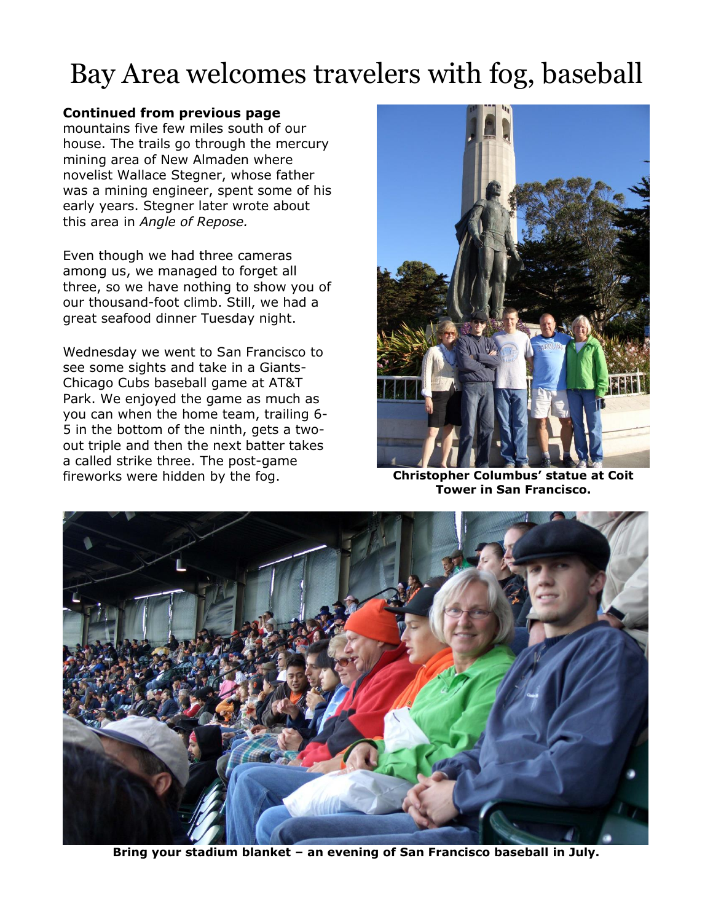# Bay Area welcomes travelers with fog, baseball

**Continued from previous page**
mountains five few miles south of our house. The trails go through the mercury mining area of New Almaden where novelist Wallace Stegner, whose father was a mining engineer, spent some of his early years. Stegner later wrote about this area in *Angle of Repose.*

Even though we had three cameras among us, we managed to forget all three, so we have nothing to show you of our thousand-foot climb. Still, we had a great seafood dinner Tuesday night.

Wednesday we went to San Francisco to see some sights and take in a Giants-Chicago Cubs baseball game at AT&T Park. We enjoyed the game as much as you can when the home team, trailing 6-5 in the bottom of the ninth, gets a two-out triple and then the next batter takes a called strike three. The post-game fireworks were hidden by the fog.

**Christopher Columbus' statue at Coit Tower in San Francisco.**

**Bring your stadium blanket – an evening of San Francisco baseball in July.**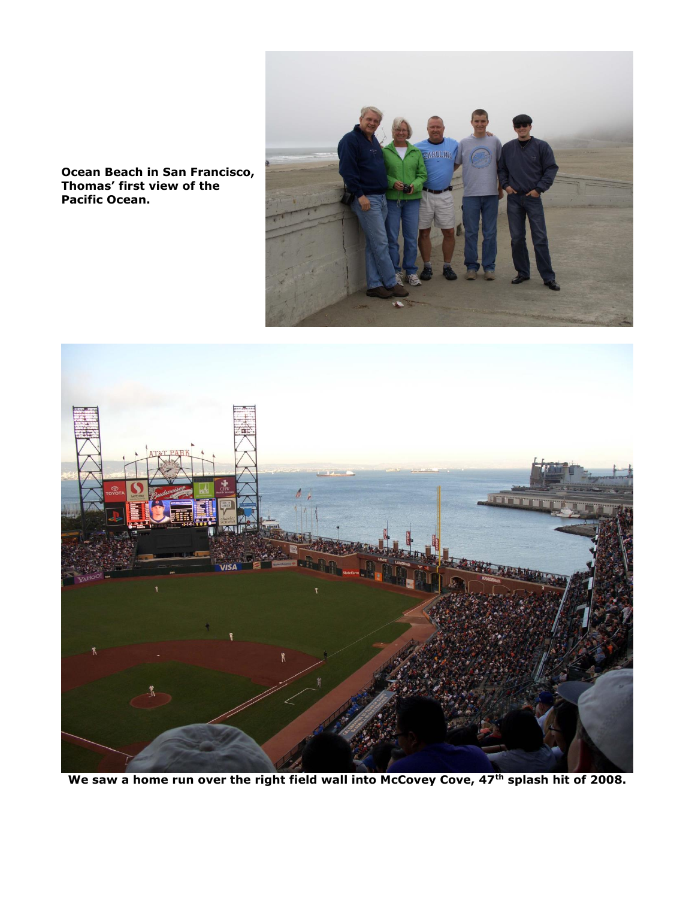**Ocean Beach in San Francisco, Thomas' first view of the Pacific Ocean.**

**We saw a home run over the right field wall into McCovey Cove, 47th splash hit of 2008.**